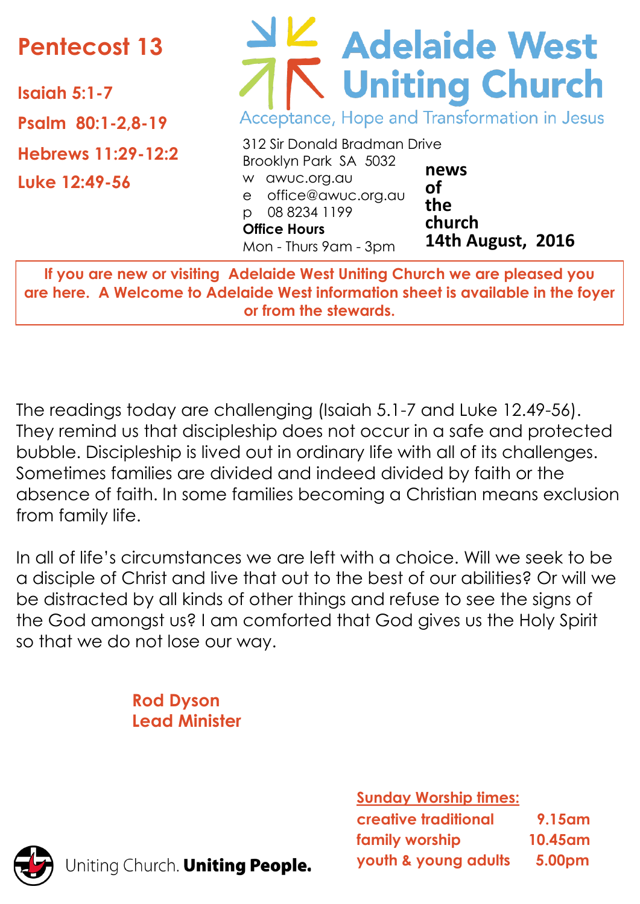# Pentecost 13

**Isaiah 5:1-7**

**Psalm 80:1-2,8-19**

**Hebrews 11:29-12:2**

**Luke 12:49-56**

# Adelaide West Uniting Church

Acceptance, Hope and Transformation in Jesus

312 Sir Donald Bradman Drive
Brooklyn Park SA 5032
w awuc.org.au
e office@awuc.org.au
p 08 8234 1199
**Office Hours**
Mon - Thurs 9am - 3pm

**news of the church**
**14th August, 2016**

**If you are new or visiting Adelaide West Uniting Church we are pleased you are here. A Welcome to Adelaide West information sheet is available in the foyer or from the stewards.**

The readings today are challenging (Isaiah 5.1-7 and Luke 12.49-56). They remind us that discipleship does not occur in a safe and protected bubble. Discipleship is lived out in ordinary life with all of its challenges. Sometimes families are divided and indeed divided by faith or the absence of faith. In some families becoming a Christian means exclusion from family life.

In all of life's circumstances we are left with a choice. Will we seek to be a disciple of Christ and live that out to the best of our abilities? Or will we be distracted by all kinds of other things and refuse to see the signs of the God amongst us? I am comforted that God gives us the Holy Spirit so that we do not lose our way.

**Rod Dyson**
**Lead Minister**

Uniting Church. **Uniting People.**

**Sunday Worship times:**

| | |
|---|---|
| creative traditional | 9.15am |
| family worship | 10.45am |
| youth & young adults | 5.00pm |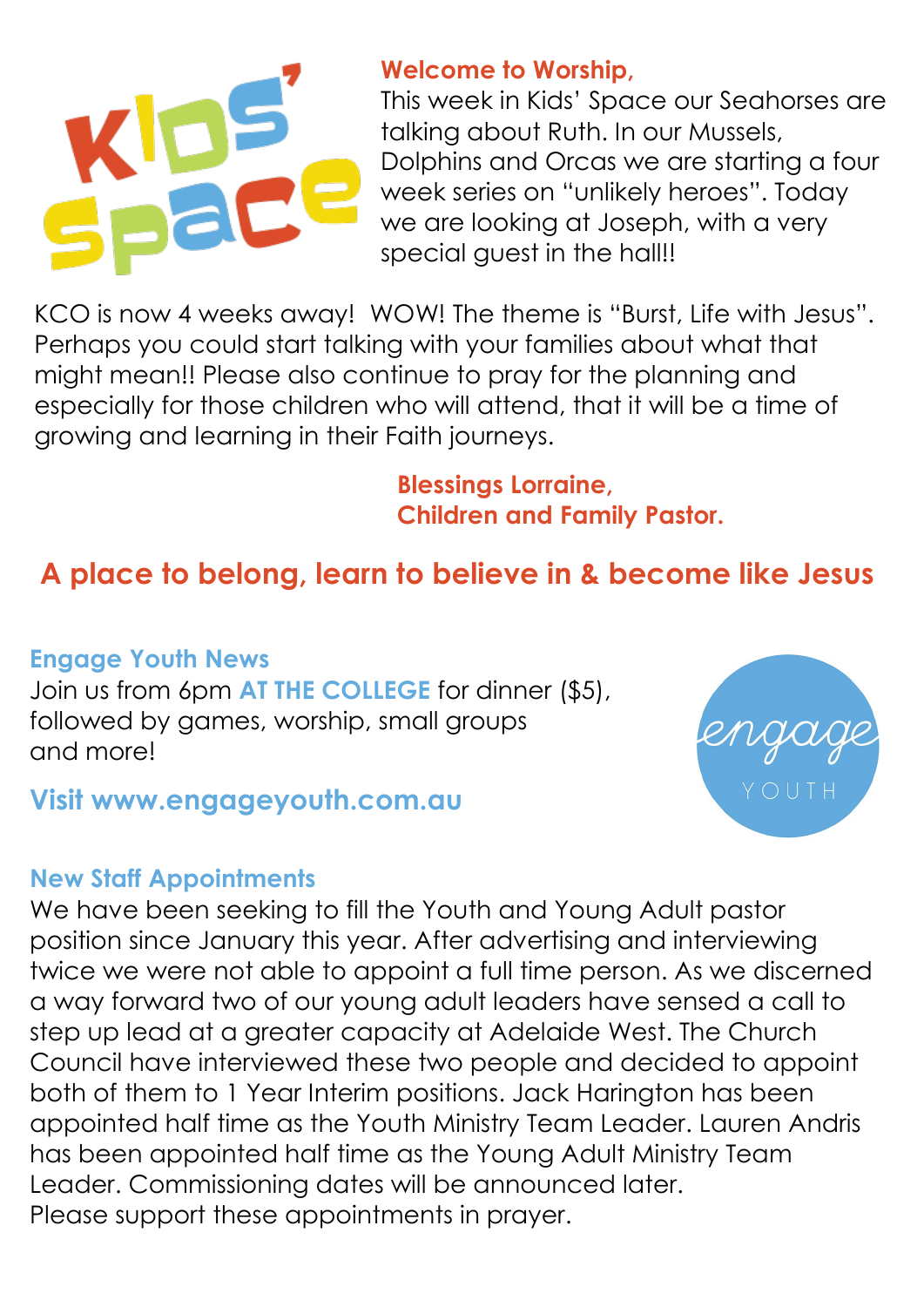**Welcome to Worship,**

This week in Kids' Space our Seahorses are talking about Ruth. In our Mussels, Dolphins and Orcas we are starting a four week series on "unlikely heroes". Today we are looking at Joseph, with a very special guest in the hall!!

KCO is now 4 weeks away! WOW! The theme is "Burst, Life with Jesus". Perhaps you could start talking with your families about what that might mean!! Please also continue to pray for the planning and especially for those children who will attend, that it will be a time of growing and learning in their Faith journeys.

**Blessings Lorraine,**
**Children and Family Pastor.**

## A place to belong, learn to believe in & become like Jesus

### Engage Youth News

Join us from 6pm **AT THE COLLEGE** for dinner ($5), followed by games, worship, small groups and more!

**Visit www.engageyouth.com.au**

### New Staff Appointments

We have been seeking to fill the Youth and Young Adult pastor position since January this year. After advertising and interviewing twice we were not able to appoint a full time person. As we discerned a way forward two of our young adult leaders have sensed a call to step up lead at a greater capacity at Adelaide West. The Church Council have interviewed these two people and decided to appoint both of them to 1 Year Interim positions. Jack Harington has been appointed half time as the Youth Ministry Team Leader. Lauren Andris has been appointed half time as the Young Adult Ministry Team Leader. Commissioning dates will be announced later.
Please support these appointments in prayer.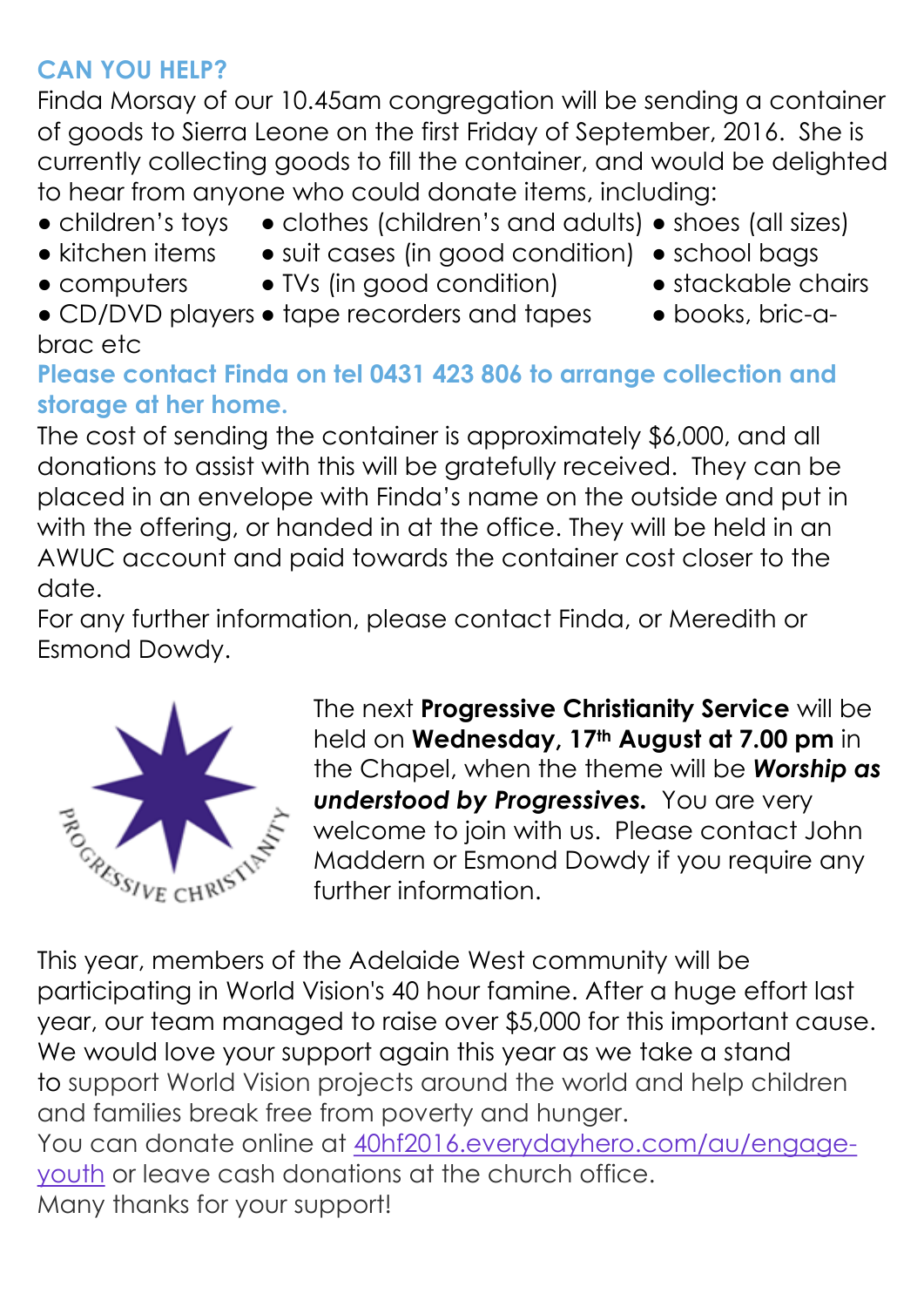## CAN YOU HELP?

Finda Morsay of our 10.45am congregation will be sending a container of goods to Sierra Leone on the first Friday of September, 2016. She is currently collecting goods to fill the container, and would be delighted to hear from anyone who could donate items, including:

- children's toys
- clothes (children's and adults)
- shoes (all sizes)
- kitchen items
- suit cases (in good condition)
- school bags
- computers
- TVs (in good condition)
- stackable chairs
- CD/DVD players
- tape recorders and tapes
- books, bric-a-brac etc

**Please contact Finda on tel 0431 423 806 to arrange collection and storage at her home.**

The cost of sending the container is approximately $6,000, and all donations to assist with this will be gratefully received. They can be placed in an envelope with Finda's name on the outside and put in with the offering, or handed in at the office. They will be held in an AWUC account and paid towards the container cost closer to the date.

For any further information, please contact Finda, or Meredith or Esmond Dowdy.

The next **Progressive Christianity Service** will be held on **Wednesday, 17th August at 7.00 pm** in the Chapel, when the theme will be ***Worship as understood by Progressives.*** You are very welcome to join with us. Please contact John Maddern or Esmond Dowdy if you require any further information.

This year, members of the Adelaide West community will be participating in World Vision's 40 hour famine. After a huge effort last year, our team managed to raise over $5,000 for this important cause. We would love your support again this year as we take a stand to support World Vision projects around the world and help children and families break free from poverty and hunger.

You can donate online at [40hf2016.everydayhero.com/au/engage-youth](40hf2016.everydayhero.com/au/engage-youth) or leave cash donations at the church office.

Many thanks for your support!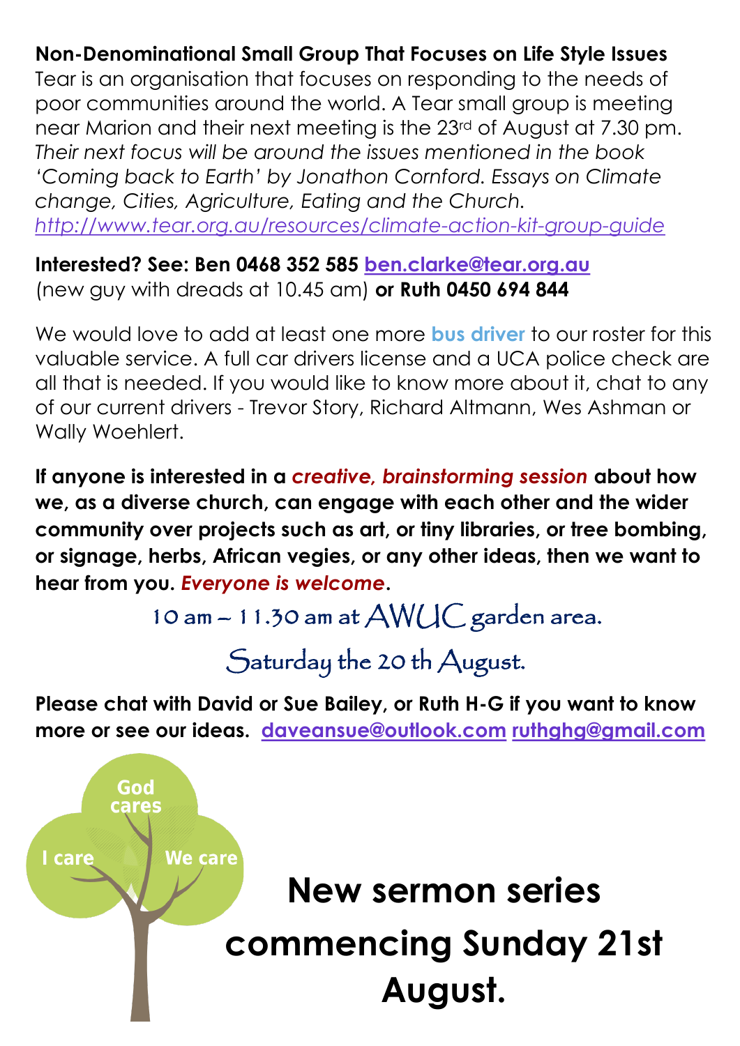**Non-Denominational Small Group That Focuses on Life Style Issues**
Tear is an organisation that focuses on responding to the needs of poor communities around the world. A Tear small group is meeting near Marion and their next meeting is the 23rd of August at 7.30 pm. *Their next focus will be around the issues mentioned in the book 'Coming back to Earth' by Jonathon Cornford. Essays on Climate change, Cities, Agriculture, Eating and the Church.* *http://www.tear.org.au/resources/climate-action-kit-group-guide*

**Interested? See: Ben 0468 352 585 ben.clarke@tear.org.au** (new guy with dreads at 10.45 am) **or Ruth 0450 694 844**

We would love to add at least one more **bus driver** to our roster for this valuable service. A full car drivers license and a UCA police check are all that is needed. If you would like to know more about it, chat to any of our current drivers - Trevor Story, Richard Altmann, Wes Ashman or Wally Woehlert.

**If anyone is interested in a *creative, brainstorming session* about how we, as a diverse church, can engage with each other and the wider community over projects such as art, or tiny libraries, or tree bombing, or signage, herbs, African vegies, or any other ideas, then we want to hear from you. *Everyone is welcome*.**

10 am – 11.30 am at AWUC garden area.

Saturday the 20 th August.

**Please chat with David or Sue Bailey, or Ruth H-G if you want to know more or see our ideas. daveansue@outlook.com ruthghg@gmail.com**

God cares

I care

We care

# New sermon series commencing Sunday 21st August.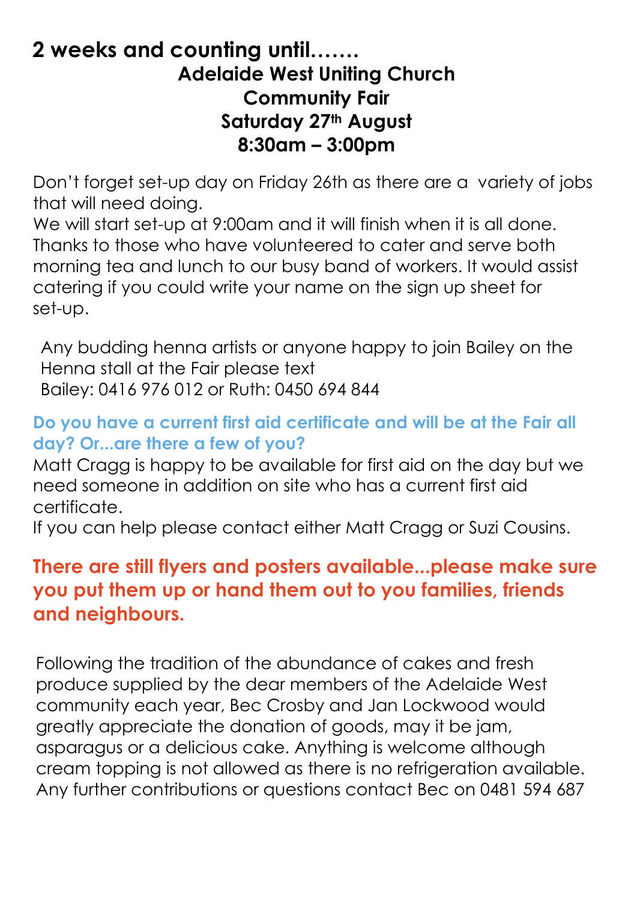## 2 weeks and counting until…….

### Adelaide West Uniting Church Community Fair Saturday 27th August 8:30am – 3:00pm

Don't forget set-up day on Friday 26th as there are a variety of jobs that will need doing.
We will start set-up at 9:00am and it will finish when it is all done. Thanks to those who have volunteered to cater and serve both morning tea and lunch to our busy band of workers. It would assist catering if you could write your name on the sign up sheet for set-up.

Any budding henna artists or anyone happy to join Bailey on the Henna stall at the Fair please text
Bailey: 0416 976 012 or Ruth: 0450 694 844

**Do you have a current first aid certificate and will be at the Fair all day? Or...are there a few of you?**

Matt Cragg is happy to be available for first aid on the day but we need someone in addition on site who has a current first aid certificate.
If you can help please contact either Matt Cragg or Suzi Cousins.

**There are still flyers and posters available...please make sure you put them up or hand them out to you families, friends and neighbours.**

Following the tradition of the abundance of cakes and fresh produce supplied by the dear members of the Adelaide West community each year, Bec Crosby and Jan Lockwood would greatly appreciate the donation of goods, may it be jam, asparagus or a delicious cake. Anything is welcome although cream topping is not allowed as there is no refrigeration available. Any further contributions or questions contact Bec on 0481 594 687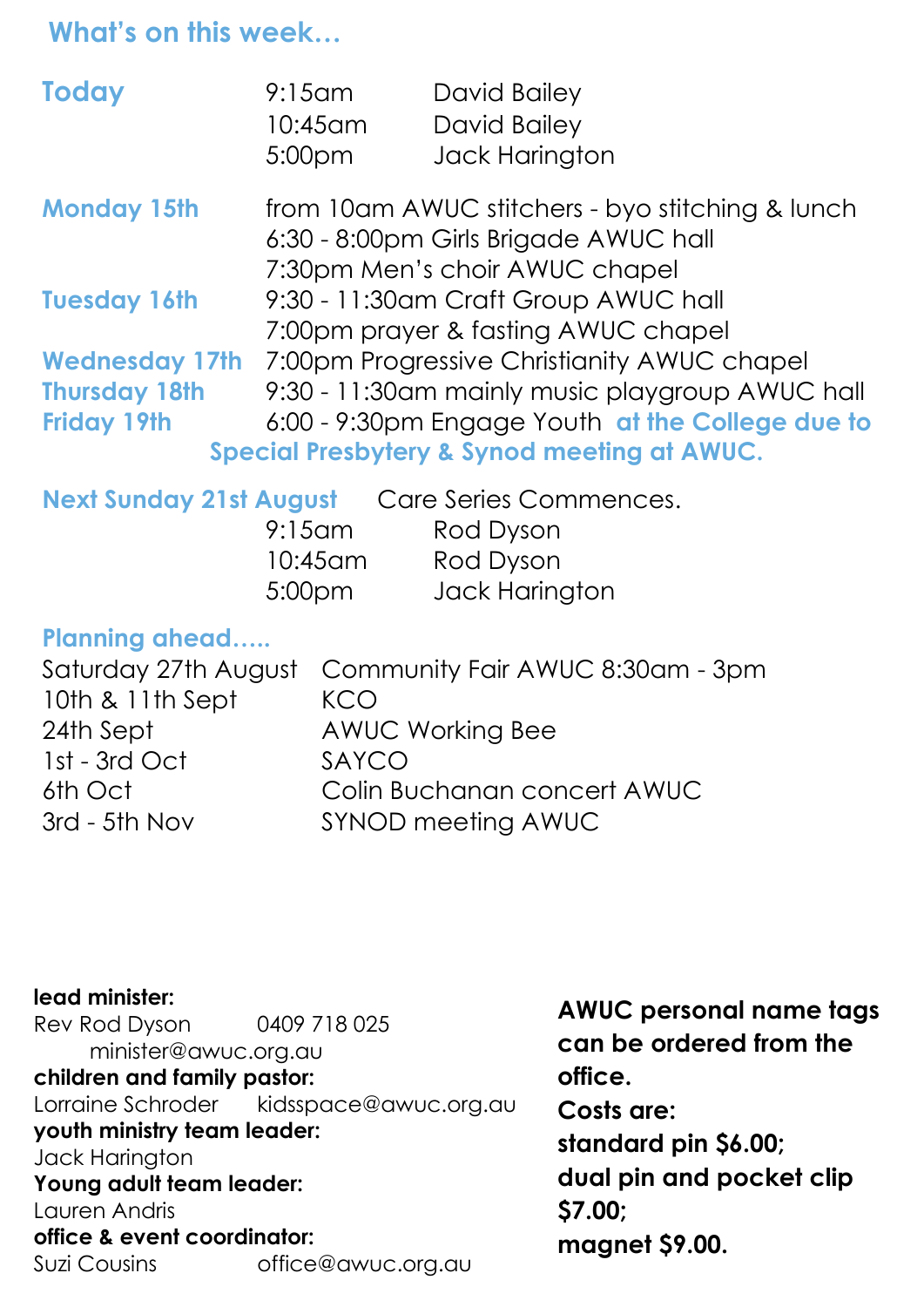## What's on this week...

| | | |
|---|---|---|
| **Today** | 9:15am | David Bailey |
| | 10:45am | David Bailey |
| | 5:00pm | Jack Harington |

**Monday 15th** from 10am AWUC stitchers - byo stitching & lunch
6:30 - 8:00pm Girls Brigade AWUC hall
7:30pm Men's choir AWUC chapel

**Tuesday 16th** 9:30 - 11:30am Craft Group AWUC hall
7:00pm prayer & fasting AWUC chapel

**Wednesday 17th** 7:00pm Progressive Christianity AWUC chapel

**Thursday 18th** 9:30 - 11:30am mainly music playgroup AWUC hall

**Friday 19th** 6:00 - 9:30pm Engage Youth **at the College due to Special Presbytery & Synod meeting at AWUC.**

**Next Sunday 21st August** Care Series Commences.

| | |
|---|---|
| 9:15am | Rod Dyson |
| 10:45am | Rod Dyson |
| 5:00pm | Jack Harington |

### Planning ahead.....

| | |
|---|---|
| Saturday 27th August | Community Fair AWUC 8:30am - 3pm |
| 10th & 11th Sept | KCO |
| 24th Sept | AWUC Working Bee |
| 1st - 3rd Oct | SAYCO |
| 6th Oct | Colin Buchanan concert AWUC |
| 3rd - 5th Nov | SYNOD meeting AWUC |

**lead minister:**
Rev Rod Dyson 0409 718 025
minister@awuc.org.au
**children and family pastor:**
Lorraine Schroder kidsspace@awuc.org.au
**youth ministry team leader:**
Jack Harington
**Young adult team leader:**
Lauren Andris
**office & event coordinator:**
Suzi Cousins office@awuc.org.au

**AWUC personal name tags can be ordered from the office.**
**Costs are:**
**standard pin $6.00;**
**dual pin and pocket clip $7.00;**
**magnet $9.00.**